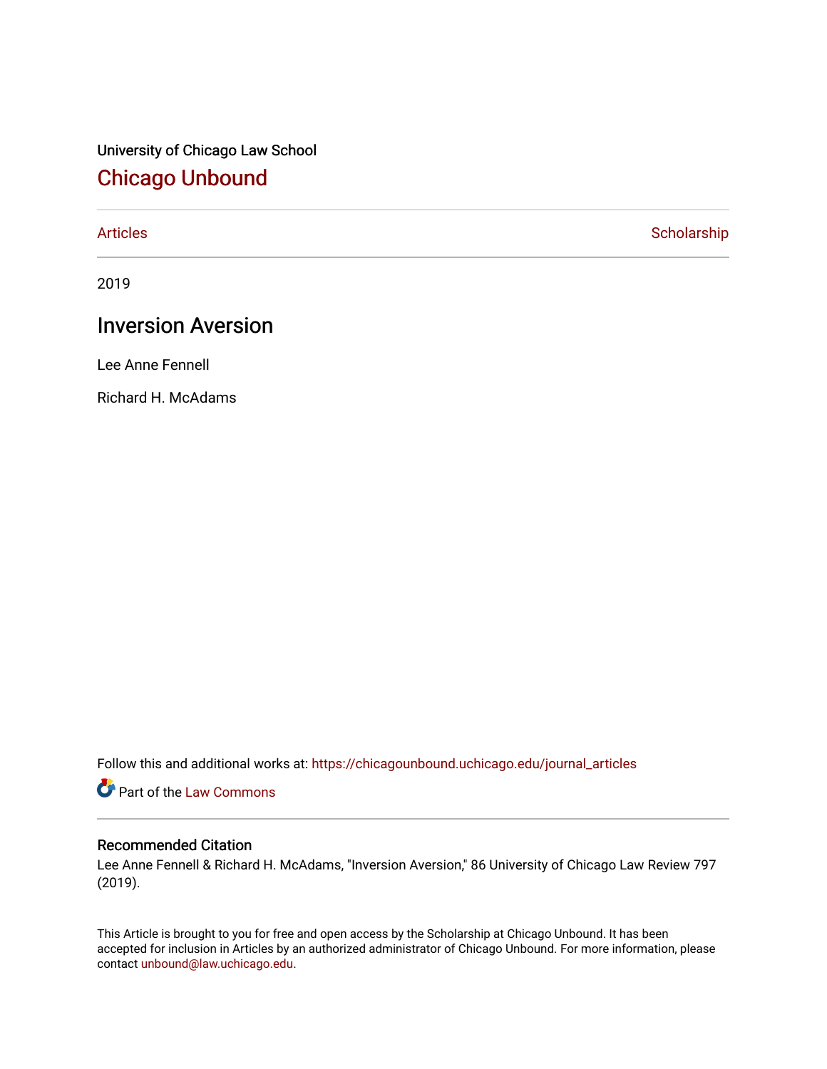University of Chicago Law School

## Chicago Unbound

Articles | Scholarship

2019

# Inversion Aversion

Lee Anne Fennell

Richard H. McAdams

Follow this and additional works at: https://chicagounbound.uchicago.edu/journal_articles

Part of the Law Commons

### Recommended Citation

Lee Anne Fennell & Richard H. McAdams, "Inversion Aversion," 86 University of Chicago Law Review 797 (2019).

This Article is brought to you for free and open access by the Scholarship at Chicago Unbound. It has been accepted for inclusion in Articles by an authorized administrator of Chicago Unbound. For more information, please contact unbound@law.uchicago.edu.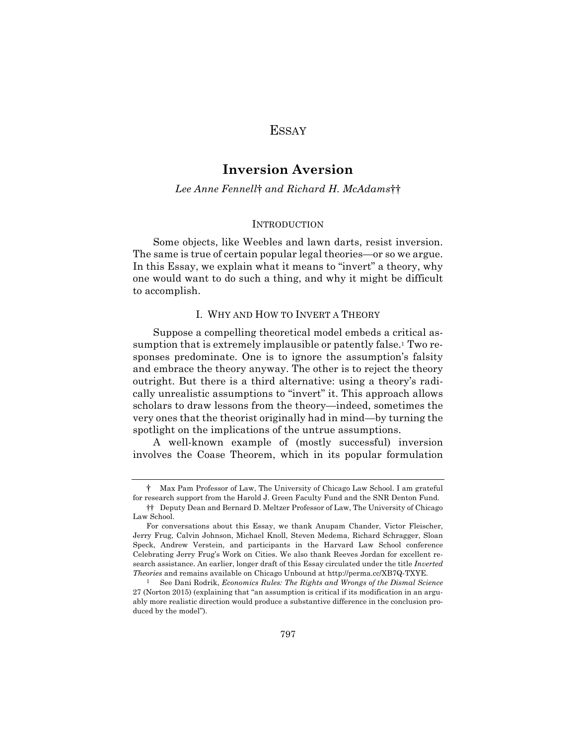# ESSAY

# Inversion Aversion

*Lee Anne Fennell† and Richard H. McAdams††*

## INTRODUCTION

Some objects, like Weebles and lawn darts, resist inversion. The same is true of certain popular legal theories—or so we argue. In this Essay, we explain what it means to "invert" a theory, why one would want to do such a thing, and why it might be difficult to accomplish.

## I. WHY AND HOW TO INVERT A THEORY

Suppose a compelling theoretical model embeds a critical assumption that is extremely implausible or patently false.[1] Two responses predominate. One is to ignore the assumption's falsity and embrace the theory anyway. The other is to reject the theory outright. But there is a third alternative: using a theory's radically unrealistic assumptions to "invert" it. This approach allows scholars to draw lessons from the theory—indeed, sometimes the very ones that the theorist originally had in mind—by turning the spotlight on the implications of the untrue assumptions.

A well-known example of (mostly successful) inversion involves the Coase Theorem, which in its popular formulation

---

† Max Pam Professor of Law, The University of Chicago Law School. I am grateful for research support from the Harold J. Green Faculty Fund and the SNR Denton Fund.

†† Deputy Dean and Bernard D. Meltzer Professor of Law, The University of Chicago Law School.

For conversations about this Essay, we thank Anupam Chander, Victor Fleischer, Jerry Frug, Calvin Johnson, Michael Knoll, Steven Medema, Richard Schragger, Sloan Speck, Andrew Verstein, and participants in the Harvard Law School conference Celebrating Jerry Frug's Work on Cities. We also thank Reeves Jordan for excellent research assistance. An earlier, longer draft of this Essay circulated under the title *Inverted Theories* and remains available on Chicago Unbound at http://perma.cc/XB7Q-TXYE.

[1] See Dani Rodrik, *Economics Rules: The Rights and Wrongs of the Dismal Science* 27 (Norton 2015) (explaining that "an assumption is critical if its modification in an arguably more realistic direction would produce a substantive difference in the conclusion produced by the model").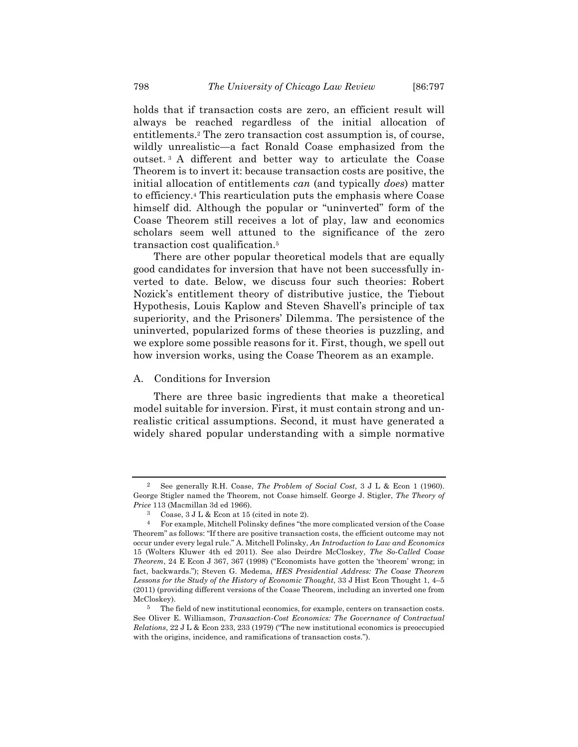holds that if transaction costs are zero, an efficient result will always be reached regardless of the initial allocation of entitlements.[2] The zero transaction cost assumption is, of course, wildly unrealistic—a fact Ronald Coase emphasized from the outset.[3] A different and better way to articulate the Coase Theorem is to invert it: because transaction costs are positive, the initial allocation of entitlements *can* (and typically *does*) matter to efficiency.[4] This rearticulation puts the emphasis where Coase himself did. Although the popular or "uninverted" form of the Coase Theorem still receives a lot of play, law and economics scholars seem well attuned to the significance of the zero transaction cost qualification.[5]

There are other popular theoretical models that are equally good candidates for inversion that have not been successfully inverted to date. Below, we discuss four such theories: Robert Nozick's entitlement theory of distributive justice, the Tiebout Hypothesis, Louis Kaplow and Steven Shavell's principle of tax superiority, and the Prisoners' Dilemma. The persistence of the uninverted, popularized forms of these theories is puzzling, and we explore some possible reasons for it. First, though, we spell out how inversion works, using the Coase Theorem as an example.

## A. Conditions for Inversion

There are three basic ingredients that make a theoretical model suitable for inversion. First, it must contain strong and unrealistic critical assumptions. Second, it must have generated a widely shared popular understanding with a simple normative

---

[2] See generally R.H. Coase, *The Problem of Social Cost*, 3 J L & Econ 1 (1960). George Stigler named the Theorem, not Coase himself. George J. Stigler, *The Theory of Price* 113 (Macmillan 3d ed 1966).

[3] Coase, 3 J L & Econ at 15 (cited in note 2).

[4] For example, Mitchell Polinsky defines "the more complicated version of the Coase Theorem" as follows: "If there are positive transaction costs, the efficient outcome may not occur under every legal rule." A. Mitchell Polinsky, *An Introduction to Law and Economics* 15 (Wolters Kluwer 4th ed 2011). See also Deirdre McCloskey, *The So-Called Coase Theorem*, 24 E Econ J 367, 367 (1998) ("Economists have gotten the 'theorem' wrong; in fact, backwards."); Steven G. Medema, *HES Presidential Address: The Coase Theorem Lessons for the Study of the History of Economic Thought*, 33 J Hist Econ Thought 1, 4–5 (2011) (providing different versions of the Coase Theorem, including an inverted one from McCloskey).

[5] The field of new institutional economics, for example, centers on transaction costs. See Oliver E. Williamson, *Transaction-Cost Economics: The Governance of Contractual Relations*, 22 J L & Econ 233, 233 (1979) ("The new institutional economics is preoccupied with the origins, incidence, and ramifications of transaction costs.").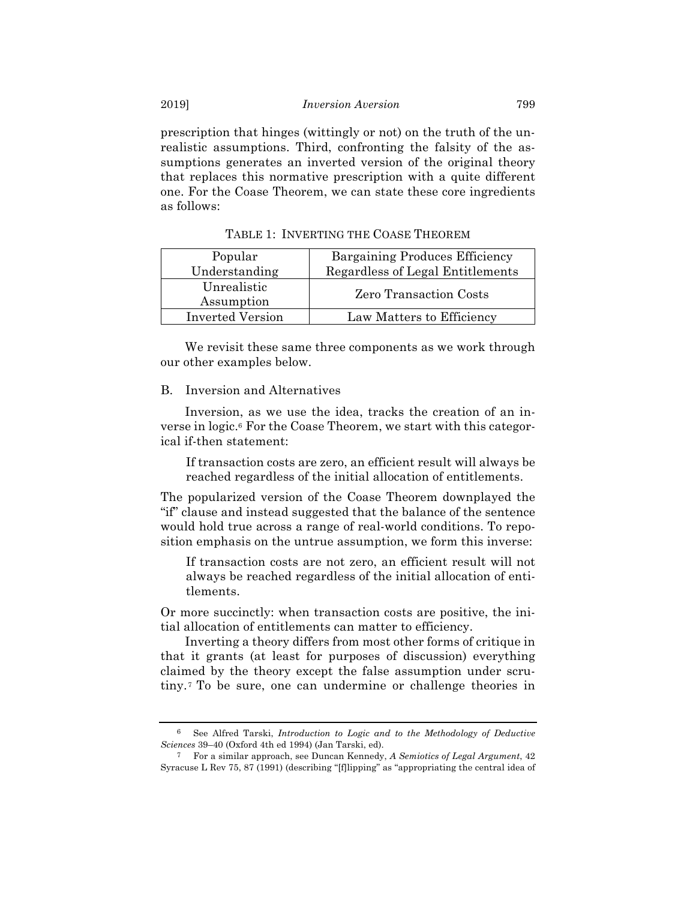prescription that hinges (wittingly or not) on the truth of the unrealistic assumptions. Third, confronting the falsity of the assumptions generates an inverted version of the original theory that replaces this normative prescription with a quite different one. For the Coase Theorem, we can state these core ingredients as follows:

TABLE 1: INVERTING THE COASE THEOREM

| | |
|---|---|
| Popular Understanding | Bargaining Produces Efficiency Regardless of Legal Entitlements |
| Unrealistic Assumption | Zero Transaction Costs |
| Inverted Version | Law Matters to Efficiency |

We revisit these same three components as we work through our other examples below.

### B. Inversion and Alternatives

Inversion, as we use the idea, tracks the creation of an inverse in logic.[6] For the Coase Theorem, we start with this categorical if-then statement:

> If transaction costs are zero, an efficient result will always be reached regardless of the initial allocation of entitlements.

The popularized version of the Coase Theorem downplayed the "if" clause and instead suggested that the balance of the sentence would hold true across a range of real-world conditions. To reposition emphasis on the untrue assumption, we form this inverse:

> If transaction costs are not zero, an efficient result will not always be reached regardless of the initial allocation of entitlements.

Or more succinctly: when transaction costs are positive, the initial allocation of entitlements can matter to efficiency.

Inverting a theory differs from most other forms of critique in that it grants (at least for purposes of discussion) everything claimed by the theory except the false assumption under scrutiny.[7] To be sure, one can undermine or challenge theories in

---

[6] See Alfred Tarski, *Introduction to Logic and to the Methodology of Deductive Sciences* 39–40 (Oxford 4th ed 1994) (Jan Tarski, ed).

[7] For a similar approach, see Duncan Kennedy, *A Semiotics of Legal Argument*, 42 Syracuse L Rev 75, 87 (1991) (describing "[f]lipping" as "appropriating the central idea of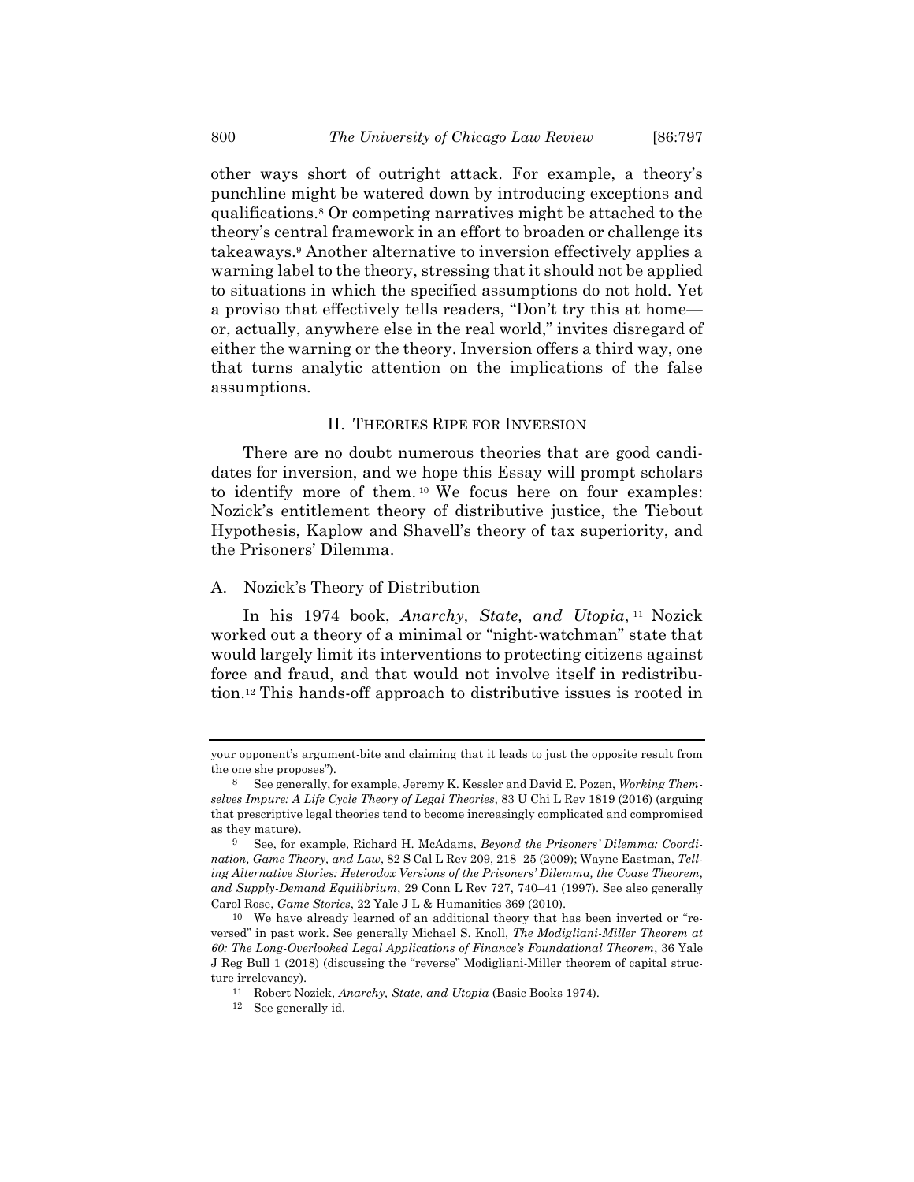other ways short of outright attack. For example, a theory's punchline might be watered down by introducing exceptions and qualifications.[8] Or competing narratives might be attached to the theory's central framework in an effort to broaden or challenge its takeaways.[9] Another alternative to inversion effectively applies a warning label to the theory, stressing that it should not be applied to situations in which the specified assumptions do not hold. Yet a proviso that effectively tells readers, "Don't try this at home—or, actually, anywhere else in the real world," invites disregard of either the warning or the theory. Inversion offers a third way, one that turns analytic attention on the implications of the false assumptions.

## II. THEORIES RIPE FOR INVERSION

There are no doubt numerous theories that are good candidates for inversion, and we hope this Essay will prompt scholars to identify more of them.[10] We focus here on four examples: Nozick's entitlement theory of distributive justice, the Tiebout Hypothesis, Kaplow and Shavell's theory of tax superiority, and the Prisoners' Dilemma.

### A. Nozick's Theory of Distribution

In his 1974 book, *Anarchy, State, and Utopia*,[11] Nozick worked out a theory of a minimal or "night-watchman" state that would largely limit its interventions to protecting citizens against force and fraud, and that would not involve itself in redistribution.[12] This hands-off approach to distributive issues is rooted in

---

your opponent's argument-bite and claiming that it leads to just the opposite result from the one she proposes").

[8] See generally, for example, Jeremy K. Kessler and David E. Pozen, *Working Themselves Impure: A Life Cycle Theory of Legal Theories*, 83 U Chi L Rev 1819 (2016) (arguing that prescriptive legal theories tend to become increasingly complicated and compromised as they mature).

[9] See, for example, Richard H. McAdams, *Beyond the Prisoners' Dilemma: Coordination, Game Theory, and Law*, 82 S Cal L Rev 209, 218–25 (2009); Wayne Eastman, *Telling Alternative Stories: Heterodox Versions of the Prisoners' Dilemma, the Coase Theorem, and Supply-Demand Equilibrium*, 29 Conn L Rev 727, 740–41 (1997). See also generally Carol Rose, *Game Stories*, 22 Yale J L & Humanities 369 (2010).

[10] We have already learned of an additional theory that has been inverted or "reversed" in past work. See generally Michael S. Knoll, *The Modigliani-Miller Theorem at 60: The Long-Overlooked Legal Applications of Finance's Foundational Theorem*, 36 Yale J Reg Bull 1 (2018) (discussing the "reverse" Modigliani-Miller theorem of capital structure irrelevancy).

[11] Robert Nozick, *Anarchy, State, and Utopia* (Basic Books 1974).

[12] See generally id.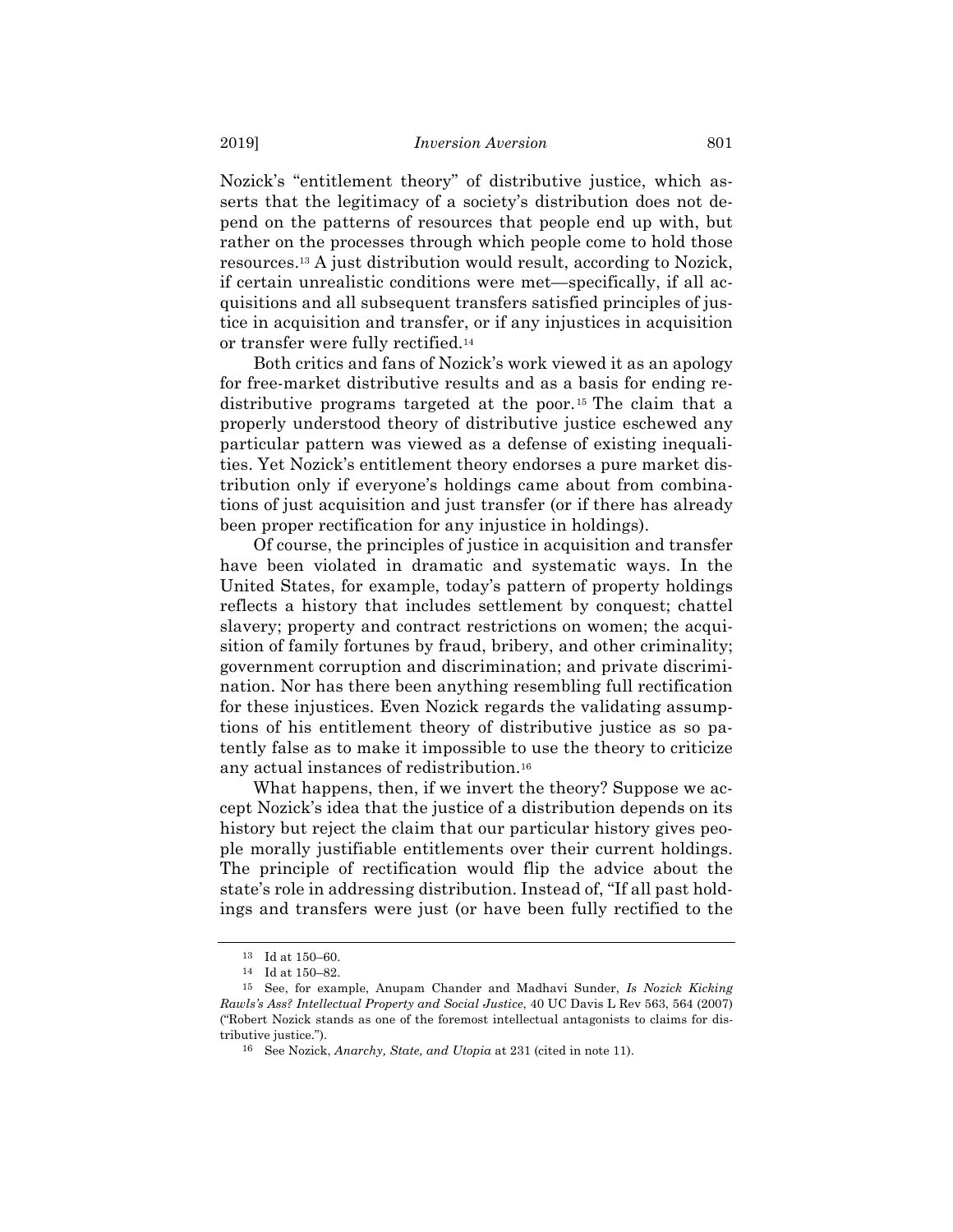Nozick's "entitlement theory" of distributive justice, which asserts that the legitimacy of a society's distribution does not depend on the patterns of resources that people end up with, but rather on the processes through which people come to hold those resources.[13] A just distribution would result, according to Nozick, if certain unrealistic conditions were met—specifically, if all acquisitions and all subsequent transfers satisfied principles of justice in acquisition and transfer, or if any injustices in acquisition or transfer were fully rectified.[14]

Both critics and fans of Nozick's work viewed it as an apology for free-market distributive results and as a basis for ending redistributive programs targeted at the poor.[15] The claim that a properly understood theory of distributive justice eschewed any particular pattern was viewed as a defense of existing inequalities. Yet Nozick's entitlement theory endorses a pure market distribution only if everyone's holdings came about from combinations of just acquisition and just transfer (or if there has already been proper rectification for any injustice in holdings).

Of course, the principles of justice in acquisition and transfer have been violated in dramatic and systematic ways. In the United States, for example, today's pattern of property holdings reflects a history that includes settlement by conquest; chattel slavery; property and contract restrictions on women; the acquisition of family fortunes by fraud, bribery, and other criminality; government corruption and discrimination; and private discrimination. Nor has there been anything resembling full rectification for these injustices. Even Nozick regards the validating assumptions of his entitlement theory of distributive justice as so patently false as to make it impossible to use the theory to criticize any actual instances of redistribution.[16]

What happens, then, if we invert the theory? Suppose we accept Nozick's idea that the justice of a distribution depends on its history but reject the claim that our particular history gives people morally justifiable entitlements over their current holdings. The principle of rectification would flip the advice about the state's role in addressing distribution. Instead of, "If all past holdings and transfers were just (or have been fully rectified to the

---

13 Id at 150–60.

14 Id at 150–82.

15 See, for example, Anupam Chander and Madhavi Sunder, *Is Nozick Kicking Rawls's Ass? Intellectual Property and Social Justice*, 40 UC Davis L Rev 563, 564 (2007) ("Robert Nozick stands as one of the foremost intellectual antagonists to claims for distributive justice.").

16 See Nozick, *Anarchy, State, and Utopia* at 231 (cited in note 11).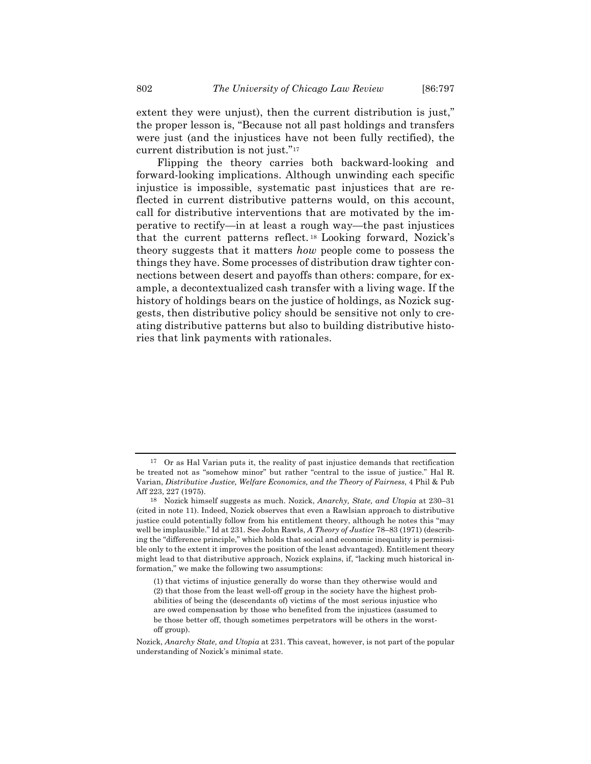extent they were unjust), then the current distribution is just," the proper lesson is, "Because not all past holdings and transfers were just (and the injustices have not been fully rectified), the current distribution is not just."[17]

Flipping the theory carries both backward-looking and forward-looking implications. Although unwinding each specific injustice is impossible, systematic past injustices that are reflected in current distributive patterns would, on this account, call for distributive interventions that are motivated by the imperative to rectify—in at least a rough way—the past injustices that the current patterns reflect.[18] Looking forward, Nozick's theory suggests that it matters *how* people come to possess the things they have. Some processes of distribution draw tighter connections between desert and payoffs than others: compare, for example, a decontextualized cash transfer with a living wage. If the history of holdings bears on the justice of holdings, as Nozick suggests, then distributive policy should be sensitive not only to creating distributive patterns but also to building distributive histories that link payments with rationales.

---

[17] Or as Hal Varian puts it, the reality of past injustice demands that rectification be treated not as "somehow minor" but rather "central to the issue of justice." Hal R. Varian, *Distributive Justice, Welfare Economics, and the Theory of Fairness*, 4 Phil & Pub Aff 223, 227 (1975).

[18] Nozick himself suggests as much. Nozick, *Anarchy, State, and Utopia* at 230–31 (cited in note 11). Indeed, Nozick observes that even a Rawlsian approach to distributive justice could potentially follow from his entitlement theory, although he notes this "may well be implausible." Id at 231. See John Rawls, *A Theory of Justice* 78–83 (1971) (describing the "difference principle," which holds that social and economic inequality is permissible only to the extent it improves the position of the least advantaged). Entitlement theory might lead to that distributive approach, Nozick explains, if, "lacking much historical information," we make the following two assumptions:

> (1) that victims of injustice generally do worse than they otherwise would and (2) that those from the least well-off group in the society have the highest probabilities of being the (descendants of) victims of the most serious injustice who are owed compensation by those who benefited from the injustices (assumed to be those better off, though sometimes perpetrators will be others in the worst-off group).

Nozick, *Anarchy State, and Utopia* at 231. This caveat, however, is not part of the popular understanding of Nozick's minimal state.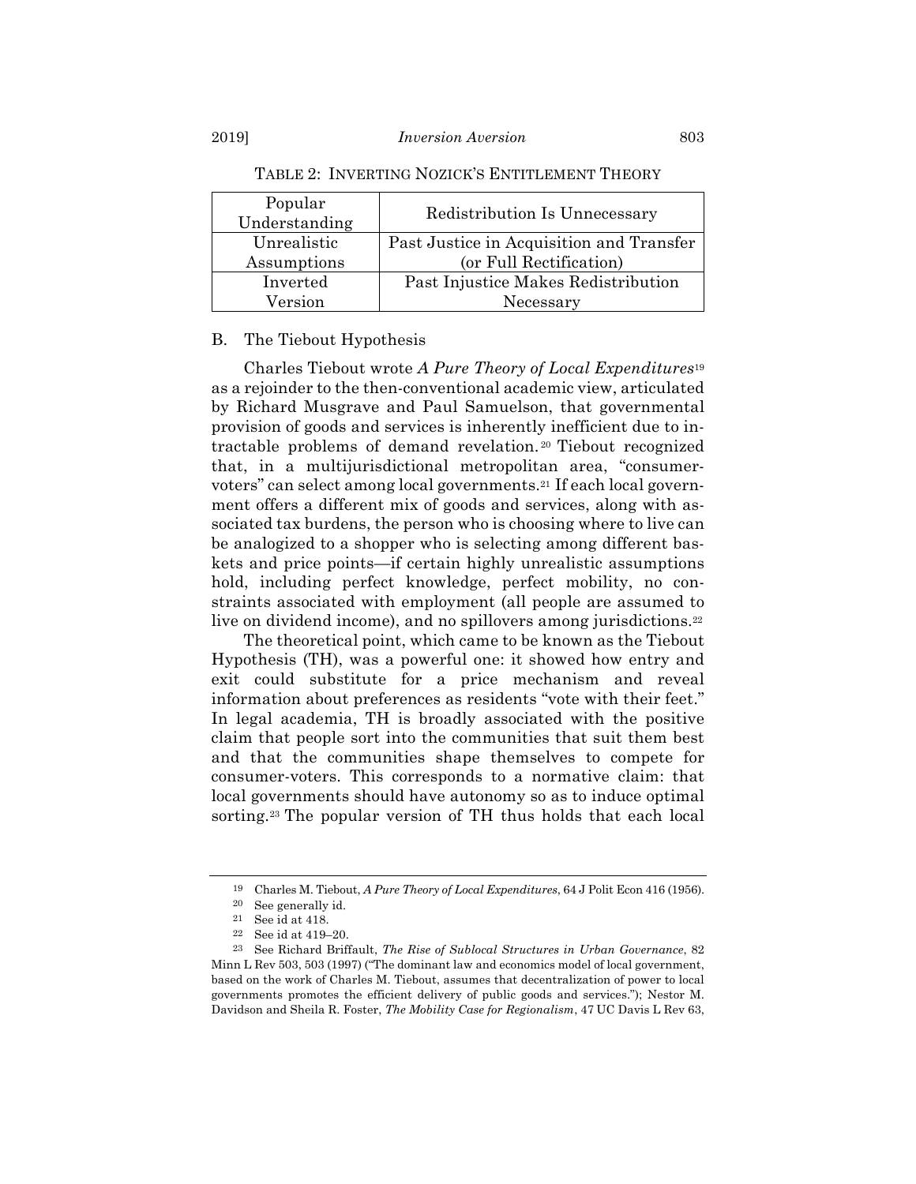TABLE 2: INVERTING NOZICK'S ENTITLEMENT THEORY

| | |
|---|---|
| Popular Understanding | Redistribution Is Unnecessary |
| Unrealistic Assumptions | Past Justice in Acquisition and Transfer (or Full Rectification) |
| Inverted Version | Past Injustice Makes Redistribution Necessary |

## B. The Tiebout Hypothesis

Charles Tiebout wrote *A Pure Theory of Local Expenditures*[19] as a rejoinder to the then-conventional academic view, articulated by Richard Musgrave and Paul Samuelson, that governmental provision of goods and services is inherently inefficient due to intractable problems of demand revelation.[20] Tiebout recognized that, in a multijurisdictional metropolitan area, "consumer-voters" can select among local governments.[21] If each local government offers a different mix of goods and services, along with associated tax burdens, the person who is choosing where to live can be analogized to a shopper who is selecting among different baskets and price points—if certain highly unrealistic assumptions hold, including perfect knowledge, perfect mobility, no constraints associated with employment (all people are assumed to live on dividend income), and no spillovers among jurisdictions.[22]

The theoretical point, which came to be known as the Tiebout Hypothesis (TH), was a powerful one: it showed how entry and exit could substitute for a price mechanism and reveal information about preferences as residents "vote with their feet." In legal academia, TH is broadly associated with the positive claim that people sort into the communities that suit them best and that the communities shape themselves to compete for consumer-voters. This corresponds to a normative claim: that local governments should have autonomy so as to induce optimal sorting.[23] The popular version of TH thus holds that each local

---

[19] Charles M. Tiebout, *A Pure Theory of Local Expenditures*, 64 J Polit Econ 416 (1956).

[20] See generally id.

[21] See id at 418.

[22] See id at 419–20.

[23] See Richard Briffault, *The Rise of Sublocal Structures in Urban Governance*, 82 Minn L Rev 503, 503 (1997) ("The dominant law and economics model of local government, based on the work of Charles M. Tiebout, assumes that decentralization of power to local governments promotes the efficient delivery of public goods and services."); Nestor M. Davidson and Sheila R. Foster, *The Mobility Case for Regionalism*, 47 UC Davis L Rev 63,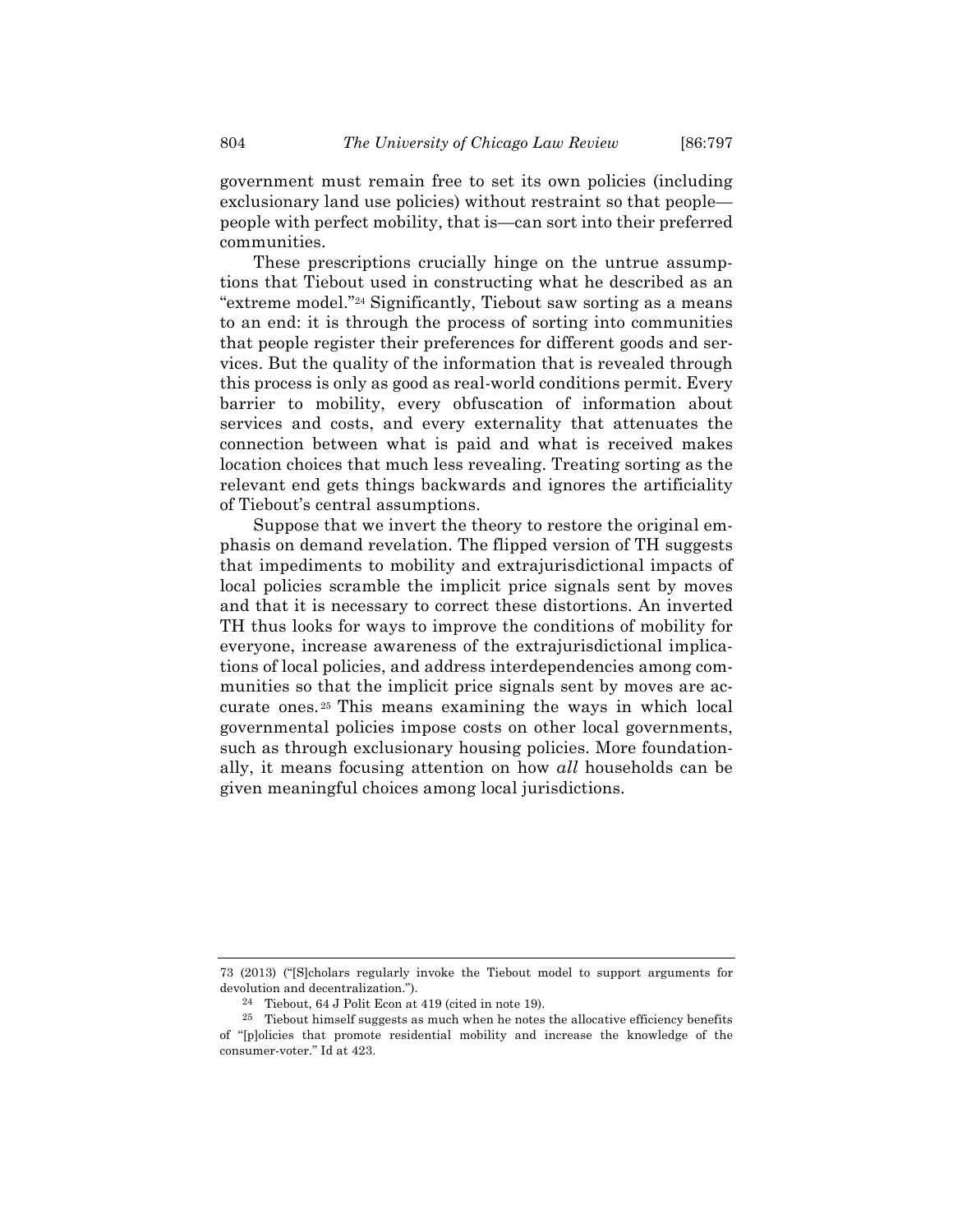government must remain free to set its own policies (including exclusionary land use policies) without restraint so that people—people with perfect mobility, that is—can sort into their preferred communities.

These prescriptions crucially hinge on the untrue assumptions that Tiebout used in constructing what he described as an "extreme model."[24] Significantly, Tiebout saw sorting as a means to an end: it is through the process of sorting into communities that people register their preferences for different goods and services. But the quality of the information that is revealed through this process is only as good as real-world conditions permit. Every barrier to mobility, every obfuscation of information about services and costs, and every externality that attenuates the connection between what is paid and what is received makes location choices that much less revealing. Treating sorting as the relevant end gets things backwards and ignores the artificiality of Tiebout's central assumptions.

Suppose that we invert the theory to restore the original emphasis on demand revelation. The flipped version of TH suggests that impediments to mobility and extrajurisdictional impacts of local policies scramble the implicit price signals sent by moves and that it is necessary to correct these distortions. An inverted TH thus looks for ways to improve the conditions of mobility for everyone, increase awareness of the extrajurisdictional implications of local policies, and address interdependencies among communities so that the implicit price signals sent by moves are accurate ones.[25] This means examining the ways in which local governmental policies impose costs on other local governments, such as through exclusionary housing policies. More foundationally, it means focusing attention on how *all* households can be given meaningful choices among local jurisdictions.

---

73 (2013) ("[S]cholars regularly invoke the Tiebout model to support arguments for devolution and decentralization.").

[24] Tiebout, 64 J Polit Econ at 419 (cited in note 19).

[25] Tiebout himself suggests as much when he notes the allocative efficiency benefits of "[p]olicies that promote residential mobility and increase the knowledge of the consumer-voter." Id at 423.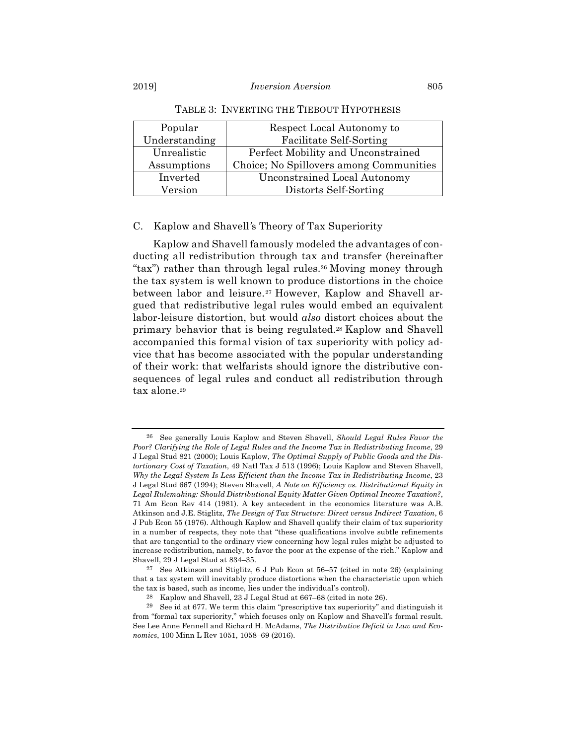TABLE 3: INVERTING THE TIEBOUT HYPOTHESIS

| | |
|---|---|
| Popular Understanding | Respect Local Autonomy to Facilitate Self-Sorting |
| Unrealistic Assumptions | Perfect Mobility and Unconstrained Choice; No Spillovers among Communities |
| Inverted Version | Unconstrained Local Autonomy Distorts Self-Sorting |

## C. Kaplow and Shavell's Theory of Tax Superiority

Kaplow and Shavell famously modeled the advantages of conducting all redistribution through tax and transfer (hereinafter "tax") rather than through legal rules.[26] Moving money through the tax system is well known to produce distortions in the choice between labor and leisure.[27] However, Kaplow and Shavell argued that redistributive legal rules would embed an equivalent labor-leisure distortion, but would *also* distort choices about the primary behavior that is being regulated.[28] Kaplow and Shavell accompanied this formal vision of tax superiority with policy advice that has become associated with the popular understanding of their work: that welfarists should ignore the distributive consequences of legal rules and conduct all redistribution through tax alone.[29]

---

[26] See generally Louis Kaplow and Steven Shavell, *Should Legal Rules Favor the Poor? Clarifying the Role of Legal Rules and the Income Tax in Redistributing Income*, 29 J Legal Stud 821 (2000); Louis Kaplow, *The Optimal Supply of Public Goods and the Distortionary Cost of Taxation*, 49 Natl Tax J 513 (1996); Louis Kaplow and Steven Shavell, *Why the Legal System Is Less Efficient than the Income Tax in Redistributing Income*, 23 J Legal Stud 667 (1994); Steven Shavell, *A Note on Efficiency vs. Distributional Equity in Legal Rulemaking: Should Distributional Equity Matter Given Optimal Income Taxation?*, 71 Am Econ Rev 414 (1981). A key antecedent in the economics literature was A.B. Atkinson and J.E. Stiglitz, *The Design of Tax Structure: Direct versus Indirect Taxation*, 6 J Pub Econ 55 (1976). Although Kaplow and Shavell qualify their claim of tax superiority in a number of respects, they note that "these qualifications involve subtle refinements that are tangential to the ordinary view concerning how legal rules might be adjusted to increase redistribution, namely, to favor the poor at the expense of the rich." Kaplow and Shavell, 29 J Legal Stud at 834–35.

[27] See Atkinson and Stiglitz, 6 J Pub Econ at 56–57 (cited in note 26) (explaining that a tax system will inevitably produce distortions when the characteristic upon which the tax is based, such as income, lies under the individual's control).

[28] Kaplow and Shavell, 23 J Legal Stud at 667–68 (cited in note 26).

[29] See id at 677. We term this claim "prescriptive tax superiority" and distinguish it from "formal tax superiority," which focuses only on Kaplow and Shavell's formal result. See Lee Anne Fennell and Richard H. McAdams, *The Distributive Deficit in Law and Economics*, 100 Minn L Rev 1051, 1058–69 (2016).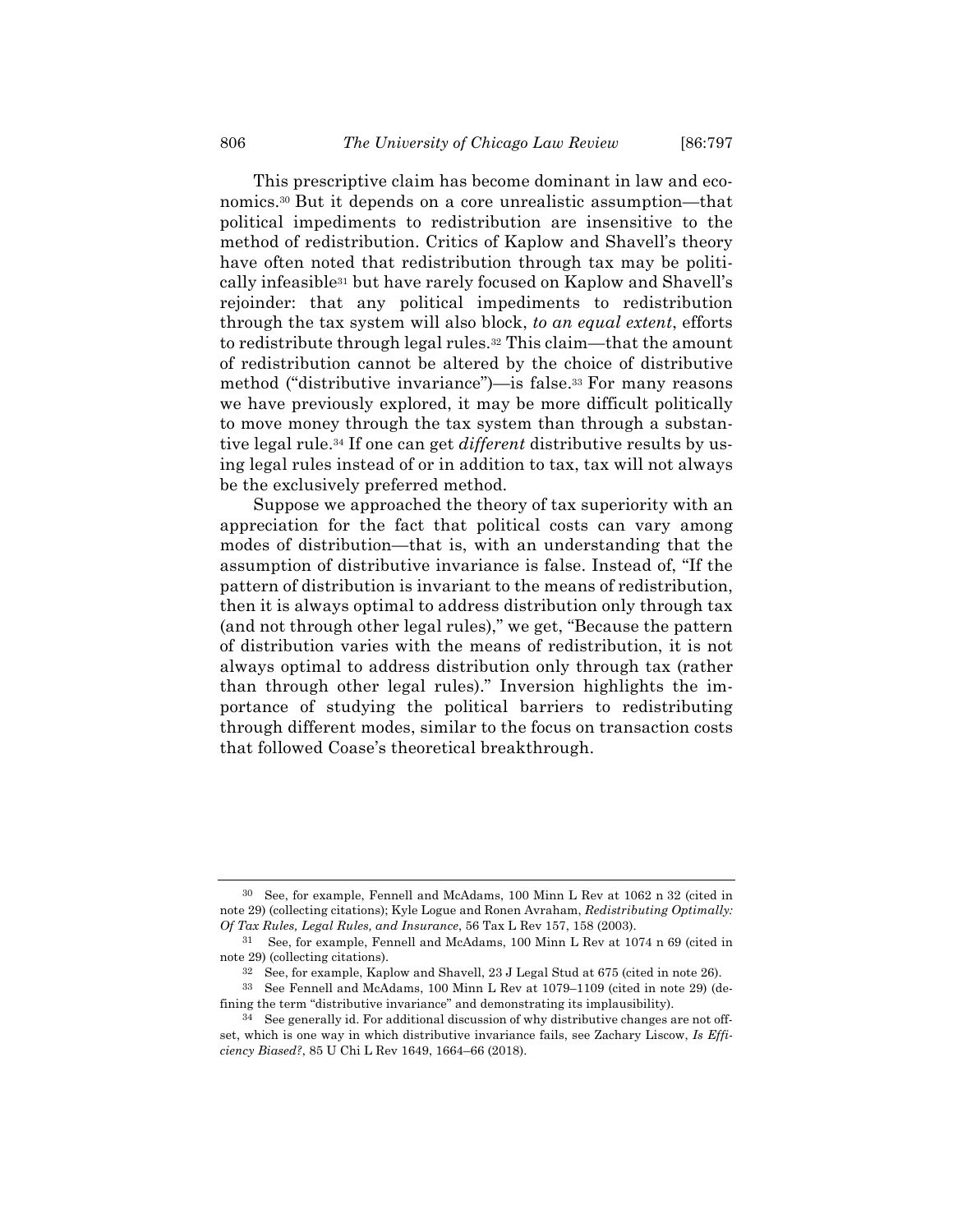This prescriptive claim has become dominant in law and economics.[30] But it depends on a core unrealistic assumption—that political impediments to redistribution are insensitive to the method of redistribution. Critics of Kaplow and Shavell's theory have often noted that redistribution through tax may be politically infeasible[31] but have rarely focused on Kaplow and Shavell's rejoinder: that any political impediments to redistribution through the tax system will also block, *to an equal extent*, efforts to redistribute through legal rules.[32] This claim—that the amount of redistribution cannot be altered by the choice of distributive method ("distributive invariance")—is false.[33] For many reasons we have previously explored, it may be more difficult politically to move money through the tax system than through a substantive legal rule.[34] If one can get *different* distributive results by using legal rules instead of or in addition to tax, tax will not always be the exclusively preferred method.

Suppose we approached the theory of tax superiority with an appreciation for the fact that political costs can vary among modes of distribution—that is, with an understanding that the assumption of distributive invariance is false. Instead of, "If the pattern of distribution is invariant to the means of redistribution, then it is always optimal to address distribution only through tax (and not through other legal rules)," we get, "Because the pattern of distribution varies with the means of redistribution, it is not always optimal to address distribution only through tax (rather than through other legal rules)." Inversion highlights the importance of studying the political barriers to redistributing through different modes, similar to the focus on transaction costs that followed Coase's theoretical breakthrough.

---

[30] See, for example, Fennell and McAdams, 100 Minn L Rev at 1062 n 32 (cited in note 29) (collecting citations); Kyle Logue and Ronen Avraham, *Redistributing Optimally: Of Tax Rules, Legal Rules, and Insurance*, 56 Tax L Rev 157, 158 (2003).

[31] See, for example, Fennell and McAdams, 100 Minn L Rev at 1074 n 69 (cited in note 29) (collecting citations).

[32] See, for example, Kaplow and Shavell, 23 J Legal Stud at 675 (cited in note 26).

[33] See Fennell and McAdams, 100 Minn L Rev at 1079–1109 (cited in note 29) (defining the term "distributive invariance" and demonstrating its implausibility).

[34] See generally id. For additional discussion of why distributive changes are not offset, which is one way in which distributive invariance fails, see Zachary Liscow, *Is Efficiency Biased?*, 85 U Chi L Rev 1649, 1664–66 (2018).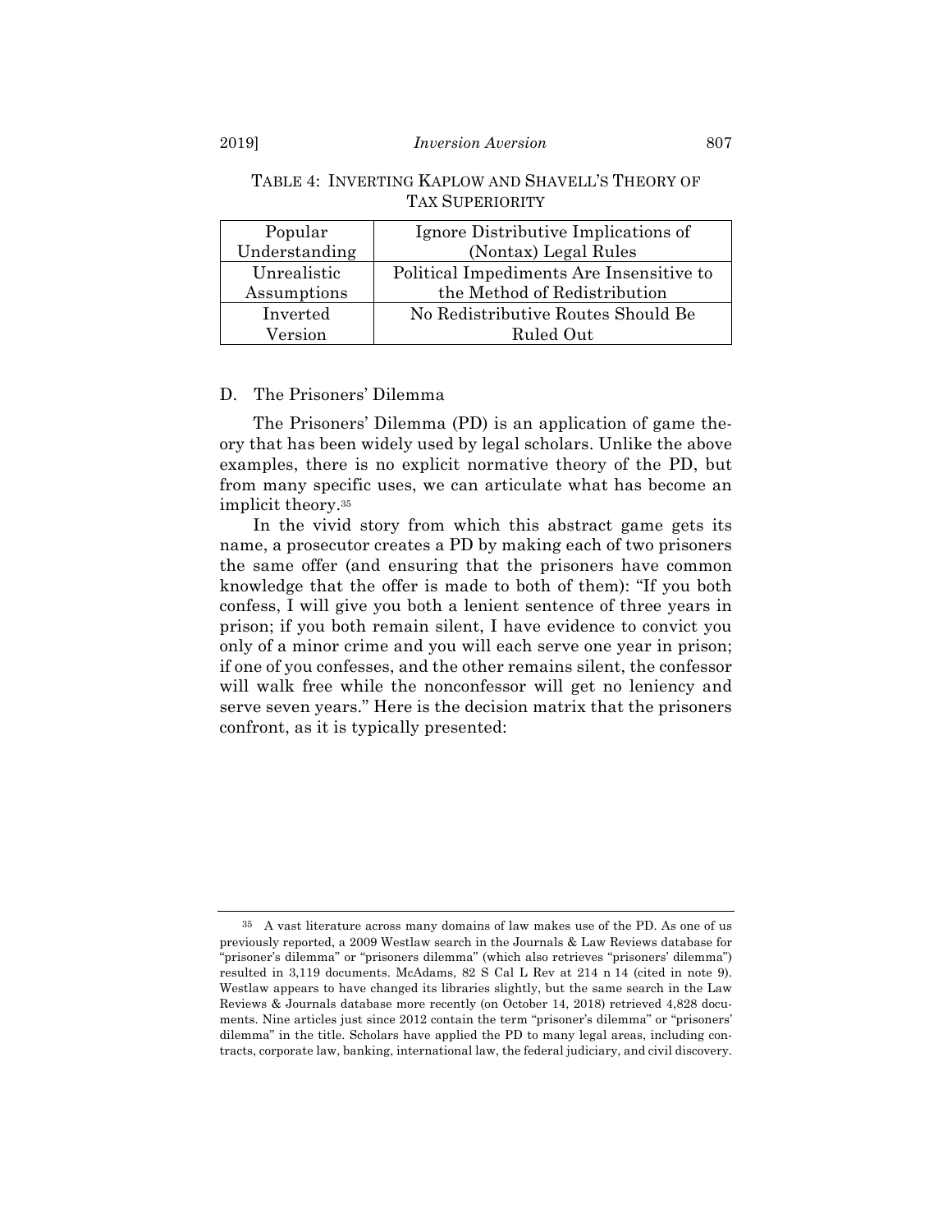TABLE 4: INVERTING KAPLOW AND SHAVELL'S THEORY OF TAX SUPERIORITY

| | |
|---|---|
| Popular Understanding | Ignore Distributive Implications of (Nontax) Legal Rules |
| Unrealistic Assumptions | Political Impediments Are Insensitive to the Method of Redistribution |
| Inverted Version | No Redistributive Routes Should Be Ruled Out |

## D. The Prisoners' Dilemma

The Prisoners' Dilemma (PD) is an application of game theory that has been widely used by legal scholars. Unlike the above examples, there is no explicit normative theory of the PD, but from many specific uses, we can articulate what has become an implicit theory.[35]

In the vivid story from which this abstract game gets its name, a prosecutor creates a PD by making each of two prisoners the same offer (and ensuring that the prisoners have common knowledge that the offer is made to both of them): "If you both confess, I will give you both a lenient sentence of three years in prison; if you both remain silent, I have evidence to convict you only of a minor crime and you will each serve one year in prison; if one of you confesses, and the other remains silent, the confessor will walk free while the nonconfessor will get no leniency and serve seven years." Here is the decision matrix that the prisoners confront, as it is typically presented:

---

[35] A vast literature across many domains of law makes use of the PD. As one of us previously reported, a 2009 Westlaw search in the Journals & Law Reviews database for "prisoner's dilemma" or "prisoners dilemma" (which also retrieves "prisoners' dilemma") resulted in 3,119 documents. McAdams, 82 S Cal L Rev at 214 n 14 (cited in note 9). Westlaw appears to have changed its libraries slightly, but the same search in the Law Reviews & Journals database more recently (on October 14, 2018) retrieved 4,828 documents. Nine articles just since 2012 contain the term "prisoner's dilemma" or "prisoners' dilemma" in the title. Scholars have applied the PD to many legal areas, including contracts, corporate law, banking, international law, the federal judiciary, and civil discovery.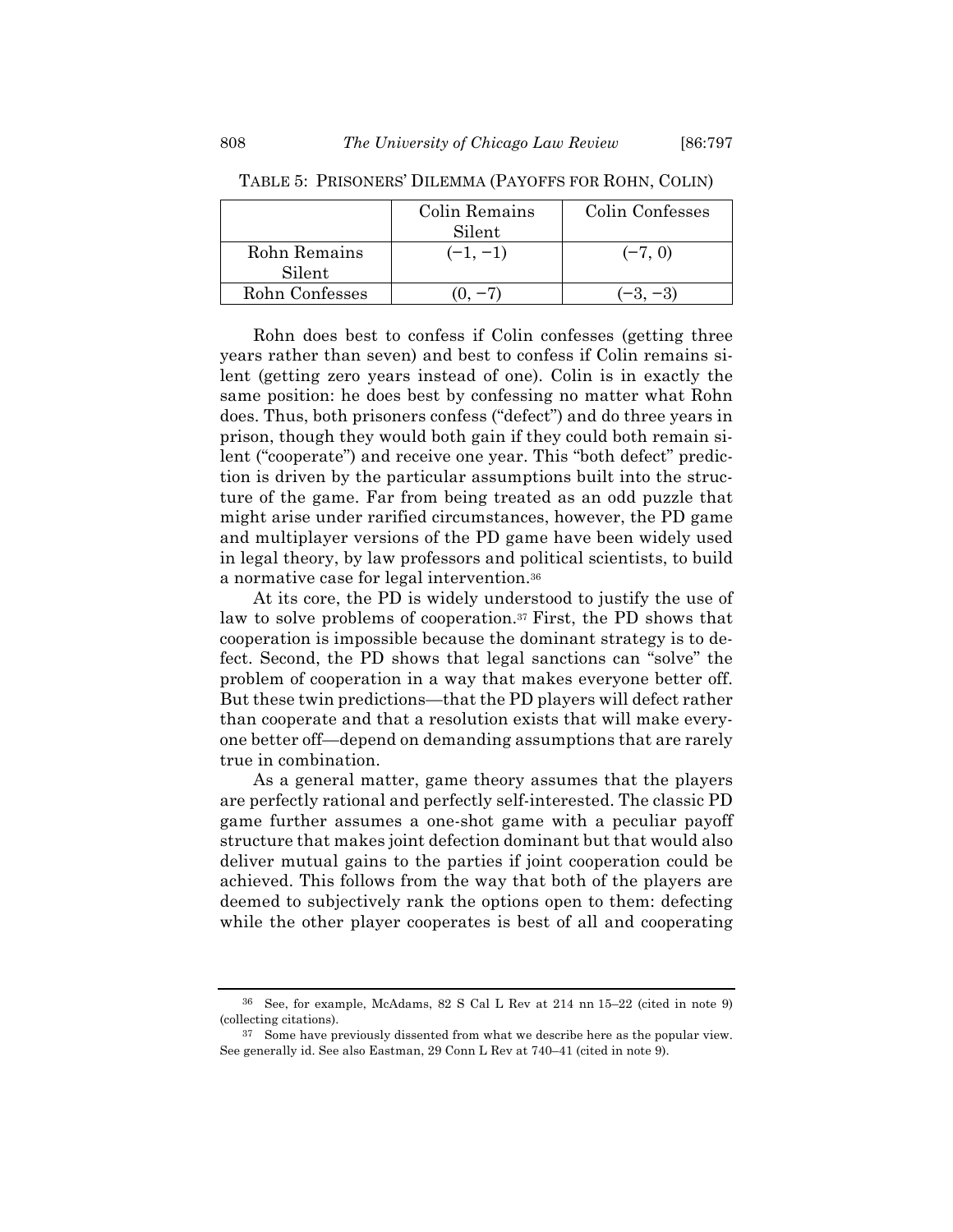TABLE 5: PRISONERS' DILEMMA (PAYOFFS FOR ROHN, COLIN)

| | Colin Remains Silent | Colin Confesses |
|---|---|---|
| Rohn Remains Silent | (−1, −1) | (−7, 0) |
| Rohn Confesses | (0, −7) | (−3, −3) |

Rohn does best to confess if Colin confesses (getting three years rather than seven) and best to confess if Colin remains silent (getting zero years instead of one). Colin is in exactly the same position: he does best by confessing no matter what Rohn does. Thus, both prisoners confess ("defect") and do three years in prison, though they would both gain if they could both remain silent ("cooperate") and receive one year. This "both defect" prediction is driven by the particular assumptions built into the structure of the game. Far from being treated as an odd puzzle that might arise under rarified circumstances, however, the PD game and multiplayer versions of the PD game have been widely used in legal theory, by law professors and political scientists, to build a normative case for legal intervention.[36]

At its core, the PD is widely understood to justify the use of law to solve problems of cooperation.[37] First, the PD shows that cooperation is impossible because the dominant strategy is to defect. Second, the PD shows that legal sanctions can "solve" the problem of cooperation in a way that makes everyone better off. But these twin predictions—that the PD players will defect rather than cooperate and that a resolution exists that will make everyone better off—depend on demanding assumptions that are rarely true in combination.

As a general matter, game theory assumes that the players are perfectly rational and perfectly self-interested. The classic PD game further assumes a one-shot game with a peculiar payoff structure that makes joint defection dominant but that would also deliver mutual gains to the parties if joint cooperation could be achieved. This follows from the way that both of the players are deemed to subjectively rank the options open to them: defecting while the other player cooperates is best of all and cooperating

---

[36] See, for example, McAdams, 82 S Cal L Rev at 214 nn 15–22 (cited in note 9) (collecting citations).

[37] Some have previously dissented from what we describe here as the popular view. See generally id. See also Eastman, 29 Conn L Rev at 740–41 (cited in note 9).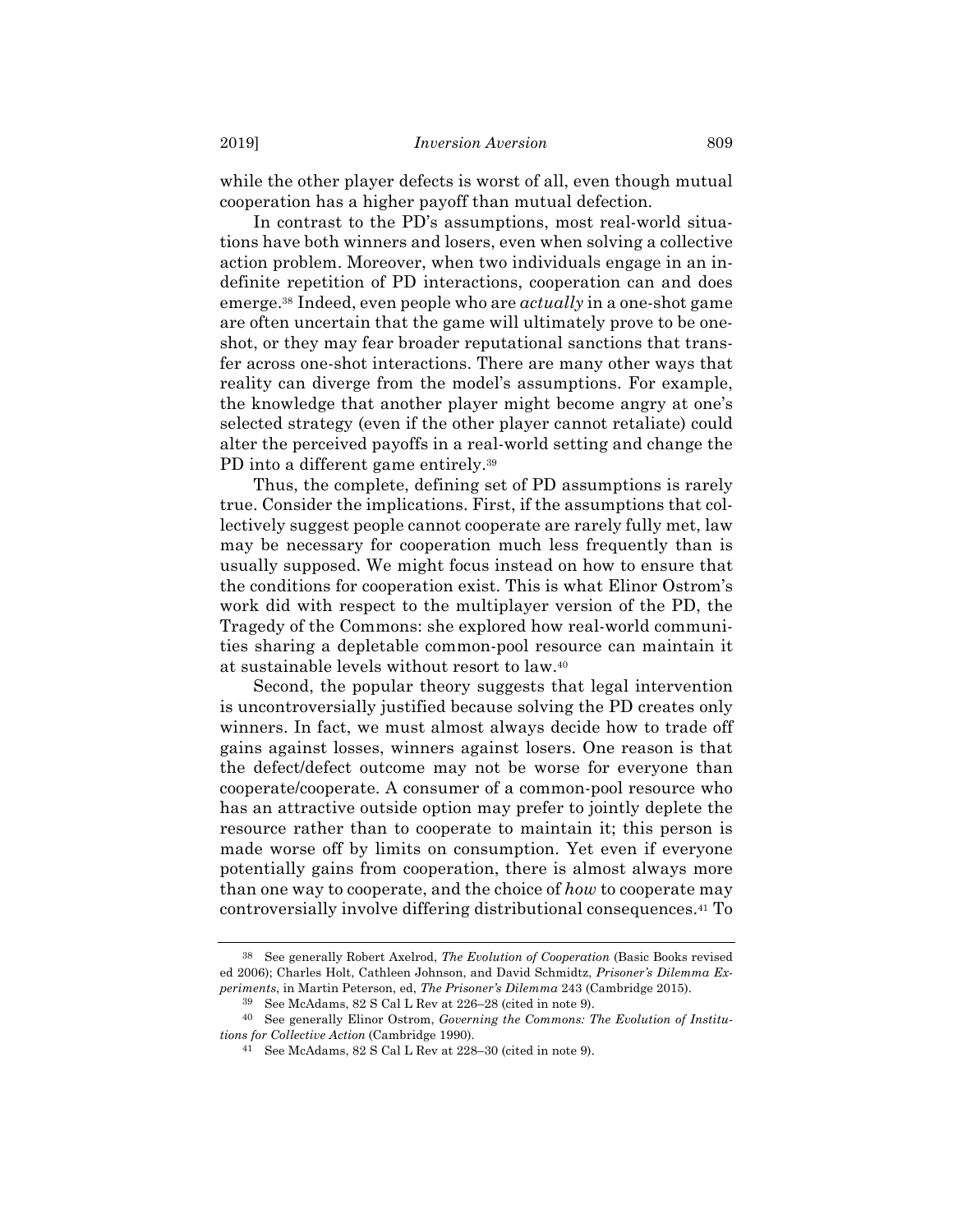while the other player defects is worst of all, even though mutual cooperation has a higher payoff than mutual defection.

In contrast to the PD's assumptions, most real-world situations have both winners and losers, even when solving a collective action problem. Moreover, when two individuals engage in an indefinite repetition of PD interactions, cooperation can and does emerge.[38] Indeed, even people who are *actually* in a one-shot game are often uncertain that the game will ultimately prove to be one-shot, or they may fear broader reputational sanctions that transfer across one-shot interactions. There are many other ways that reality can diverge from the model's assumptions. For example, the knowledge that another player might become angry at one's selected strategy (even if the other player cannot retaliate) could alter the perceived payoffs in a real-world setting and change the PD into a different game entirely.[39]

Thus, the complete, defining set of PD assumptions is rarely true. Consider the implications. First, if the assumptions that collectively suggest people cannot cooperate are rarely fully met, law may be necessary for cooperation much less frequently than is usually supposed. We might focus instead on how to ensure that the conditions for cooperation exist. This is what Elinor Ostrom's work did with respect to the multiplayer version of the PD, the Tragedy of the Commons: she explored how real-world communities sharing a depletable common-pool resource can maintain it at sustainable levels without resort to law.[40]

Second, the popular theory suggests that legal intervention is uncontroversially justified because solving the PD creates only winners. In fact, we must almost always decide how to trade off gains against losses, winners against losers. One reason is that the defect/defect outcome may not be worse for everyone than cooperate/cooperate. A consumer of a common-pool resource who has an attractive outside option may prefer to jointly deplete the resource rather than to cooperate to maintain it; this person is made worse off by limits on consumption. Yet even if everyone potentially gains from cooperation, there is almost always more than one way to cooperate, and the choice of *how* to cooperate may controversially involve differing distributional consequences.[41] To

---

[38] See generally Robert Axelrod, *The Evolution of Cooperation* (Basic Books revised ed 2006); Charles Holt, Cathleen Johnson, and David Schmidtz, *Prisoner's Dilemma Experiments*, in Martin Peterson, ed, *The Prisoner's Dilemma* 243 (Cambridge 2015).

[39] See McAdams, 82 S Cal L Rev at 226–28 (cited in note 9).

[40] See generally Elinor Ostrom, *Governing the Commons: The Evolution of Institutions for Collective Action* (Cambridge 1990).

[41] See McAdams, 82 S Cal L Rev at 228–30 (cited in note 9).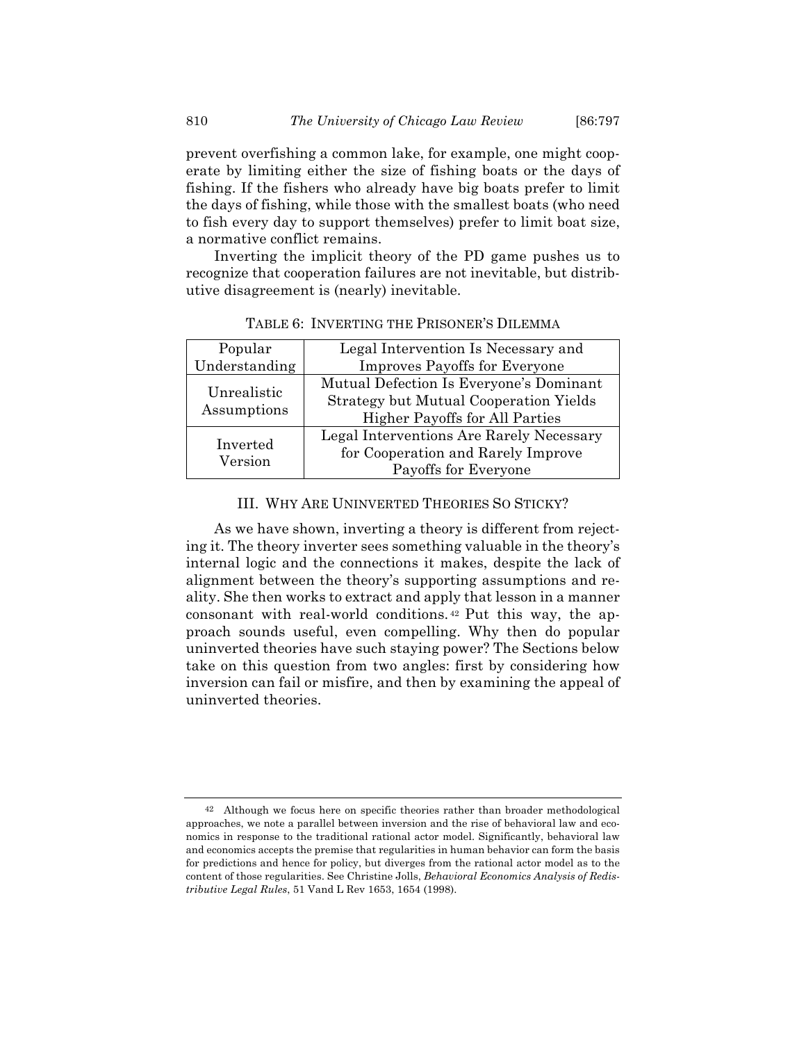prevent overfishing a common lake, for example, one might cooperate by limiting either the size of fishing boats or the days of fishing. If the fishers who already have big boats prefer to limit the days of fishing, while those with the smallest boats (who need to fish every day to support themselves) prefer to limit boat size, a normative conflict remains.

Inverting the implicit theory of the PD game pushes us to recognize that cooperation failures are not inevitable, but distributive disagreement is (nearly) inevitable.

TABLE 6: INVERTING THE PRISONER'S DILEMMA

| Popular Understanding | Legal Intervention Is Necessary and Improves Payoffs for Everyone |
|---|---|
| Unrealistic Assumptions | Mutual Defection Is Everyone's Dominant Strategy but Mutual Cooperation Yields Higher Payoffs for All Parties |
| Inverted Version | Legal Interventions Are Rarely Necessary for Cooperation and Rarely Improve Payoffs for Everyone |

## III. WHY ARE UNINVERTED THEORIES SO STICKY?

As we have shown, inverting a theory is different from rejecting it. The theory inverter sees something valuable in the theory's internal logic and the connections it makes, despite the lack of alignment between the theory's supporting assumptions and reality. She then works to extract and apply that lesson in a manner consonant with real-world conditions.[42] Put this way, the approach sounds useful, even compelling. Why then do popular uninverted theories have such staying power? The Sections below take on this question from two angles: first by considering how inversion can fail or misfire, and then by examining the appeal of uninverted theories.

[42] Although we focus here on specific theories rather than broader methodological approaches, we note a parallel between inversion and the rise of behavioral law and economics in response to the traditional rational actor model. Significantly, behavioral law and economics accepts the premise that regularities in human behavior can form the basis for predictions and hence for policy, but diverges from the rational actor model as to the content of those regularities. See Christine Jolls, *Behavioral Economics Analysis of Redistributive Legal Rules*, 51 Vand L Rev 1653, 1654 (1998).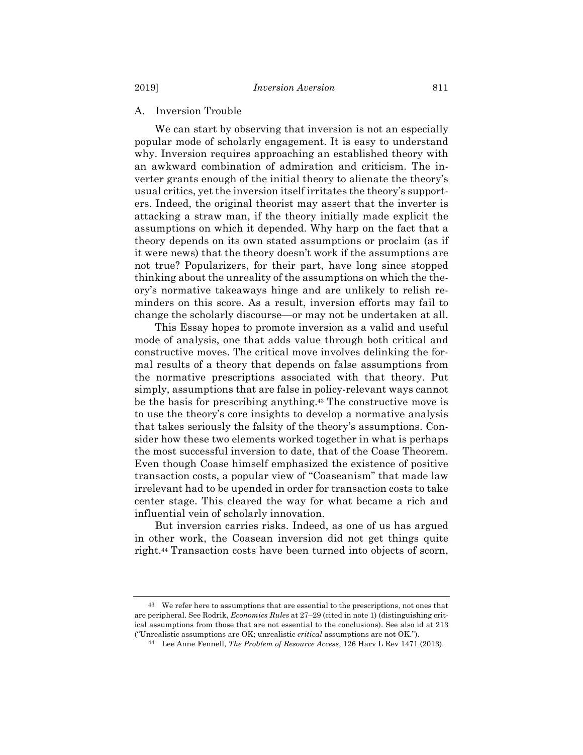### A. Inversion Trouble

We can start by observing that inversion is not an especially popular mode of scholarly engagement. It is easy to understand why. Inversion requires approaching an established theory with an awkward combination of admiration and criticism. The inverter grants enough of the initial theory to alienate the theory's usual critics, yet the inversion itself irritates the theory's supporters. Indeed, the original theorist may assert that the inverter is attacking a straw man, if the theory initially made explicit the assumptions on which it depended. Why harp on the fact that a theory depends on its own stated assumptions or proclaim (as if it were news) that the theory doesn't work if the assumptions are not true? Popularizers, for their part, have long since stopped thinking about the unreality of the assumptions on which the theory's normative takeaways hinge and are unlikely to relish reminders on this score. As a result, inversion efforts may fail to change the scholarly discourse—or may not be undertaken at all.

This Essay hopes to promote inversion as a valid and useful mode of analysis, one that adds value through both critical and constructive moves. The critical move involves delinking the formal results of a theory that depends on false assumptions from the normative prescriptions associated with that theory. Put simply, assumptions that are false in policy-relevant ways cannot be the basis for prescribing anything.[43] The constructive move is to use the theory's core insights to develop a normative analysis that takes seriously the falsity of the theory's assumptions. Consider how these two elements worked together in what is perhaps the most successful inversion to date, that of the Coase Theorem. Even though Coase himself emphasized the existence of positive transaction costs, a popular view of "Coaseanism" that made law irrelevant had to be upended in order for transaction costs to take center stage. This cleared the way for what became a rich and influential vein of scholarly innovation.

But inversion carries risks. Indeed, as one of us has argued in other work, the Coasean inversion did not get things quite right.[44] Transaction costs have been turned into objects of scorn,

---

[43] We refer here to assumptions that are essential to the prescriptions, not ones that are peripheral. See Rodrik, *Economics Rules* at 27–29 (cited in note 1) (distinguishing critical assumptions from those that are not essential to the conclusions). See also id at 213 ("Unrealistic assumptions are OK; unrealistic *critical* assumptions are not OK.").

[44] Lee Anne Fennell, *The Problem of Resource Access*, 126 Harv L Rev 1471 (2013).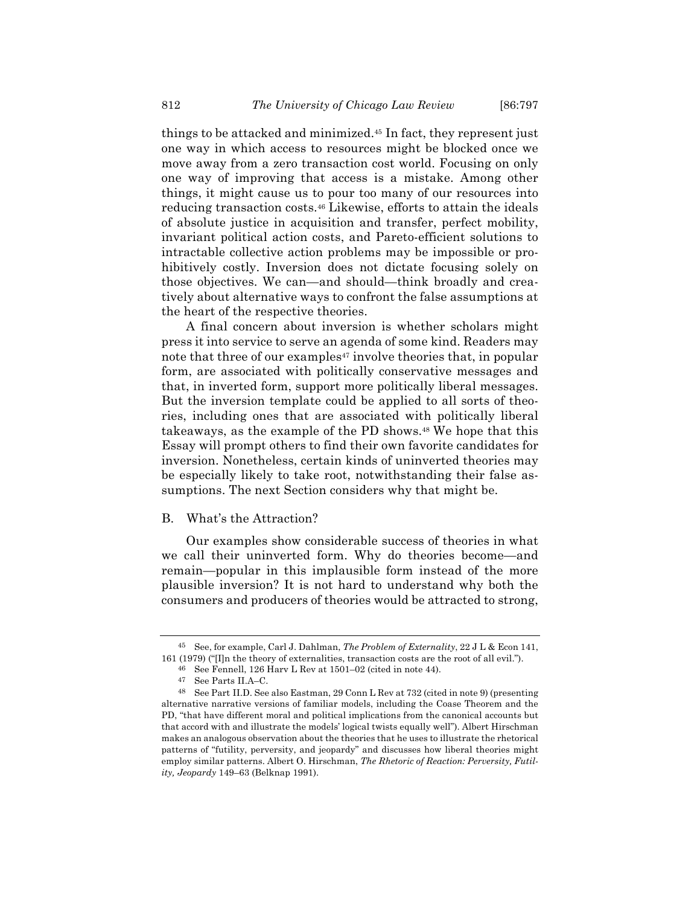things to be attacked and minimized.[45] In fact, they represent just one way in which access to resources might be blocked once we move away from a zero transaction cost world. Focusing on only one way of improving that access is a mistake. Among other things, it might cause us to pour too many of our resources into reducing transaction costs.[46] Likewise, efforts to attain the ideals of absolute justice in acquisition and transfer, perfect mobility, invariant political action costs, and Pareto-efficient solutions to intractable collective action problems may be impossible or prohibitively costly. Inversion does not dictate focusing solely on those objectives. We can—and should—think broadly and creatively about alternative ways to confront the false assumptions at the heart of the respective theories.

A final concern about inversion is whether scholars might press it into service to serve an agenda of some kind. Readers may note that three of our examples[47] involve theories that, in popular form, are associated with politically conservative messages and that, in inverted form, support more politically liberal messages. But the inversion template could be applied to all sorts of theories, including ones that are associated with politically liberal takeaways, as the example of the PD shows.[48] We hope that this Essay will prompt others to find their own favorite candidates for inversion. Nonetheless, certain kinds of uninverted theories may be especially likely to take root, notwithstanding their false assumptions. The next Section considers why that might be.

### B. What's the Attraction?

Our examples show considerable success of theories in what we call their uninverted form. Why do theories become—and remain—popular in this implausible form instead of the more plausible inversion? It is not hard to understand why both the consumers and producers of theories would be attracted to strong,

---

[45] See, for example, Carl J. Dahlman, *The Problem of Externality*, 22 J L & Econ 141, 161 (1979) ("[I]n the theory of externalities, transaction costs are the root of all evil.").

[46] See Fennell, 126 Harv L Rev at 1501–02 (cited in note 44).

[47] See Parts II.A–C.

[48] See Part II.D. See also Eastman, 29 Conn L Rev at 732 (cited in note 9) (presenting alternative narrative versions of familiar models, including the Coase Theorem and the PD, "that have different moral and political implications from the canonical accounts but that accord with and illustrate the models' logical twists equally well"). Albert Hirschman makes an analogous observation about the theories that he uses to illustrate the rhetorical patterns of "futility, perversity, and jeopardy" and discusses how liberal theories might employ similar patterns. Albert O. Hirschman, *The Rhetoric of Reaction: Perversity, Futility, Jeopardy* 149–63 (Belknap 1991).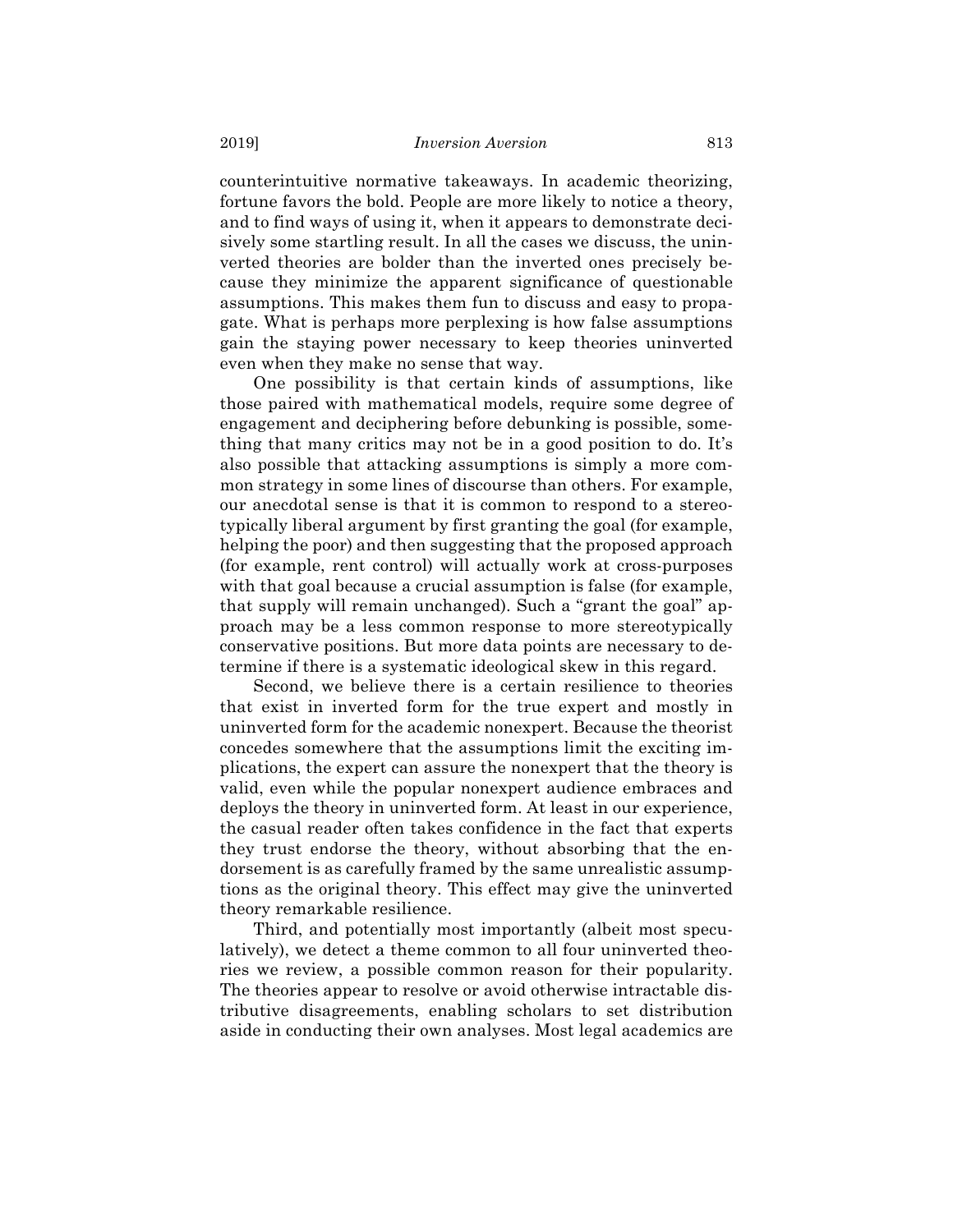counterintuitive normative takeaways. In academic theorizing, fortune favors the bold. People are more likely to notice a theory, and to find ways of using it, when it appears to demonstrate decisively some startling result. In all the cases we discuss, the uninverted theories are bolder than the inverted ones precisely because they minimize the apparent significance of questionable assumptions. This makes them fun to discuss and easy to propagate. What is perhaps more perplexing is how false assumptions gain the staying power necessary to keep theories uninverted even when they make no sense that way.

One possibility is that certain kinds of assumptions, like those paired with mathematical models, require some degree of engagement and deciphering before debunking is possible, something that many critics may not be in a good position to do. It's also possible that attacking assumptions is simply a more common strategy in some lines of discourse than others. For example, our anecdotal sense is that it is common to respond to a stereotypically liberal argument by first granting the goal (for example, helping the poor) and then suggesting that the proposed approach (for example, rent control) will actually work at cross-purposes with that goal because a crucial assumption is false (for example, that supply will remain unchanged). Such a "grant the goal" approach may be a less common response to more stereotypically conservative positions. But more data points are necessary to determine if there is a systematic ideological skew in this regard.

Second, we believe there is a certain resilience to theories that exist in inverted form for the true expert and mostly in uninverted form for the academic nonexpert. Because the theorist concedes somewhere that the assumptions limit the exciting implications, the expert can assure the nonexpert that the theory is valid, even while the popular nonexpert audience embraces and deploys the theory in uninverted form. At least in our experience, the casual reader often takes confidence in the fact that experts they trust endorse the theory, without absorbing that the endorsement is as carefully framed by the same unrealistic assumptions as the original theory. This effect may give the uninverted theory remarkable resilience.

Third, and potentially most importantly (albeit most speculatively), we detect a theme common to all four uninverted theories we review, a possible common reason for their popularity. The theories appear to resolve or avoid otherwise intractable distributive disagreements, enabling scholars to set distribution aside in conducting their own analyses. Most legal academics are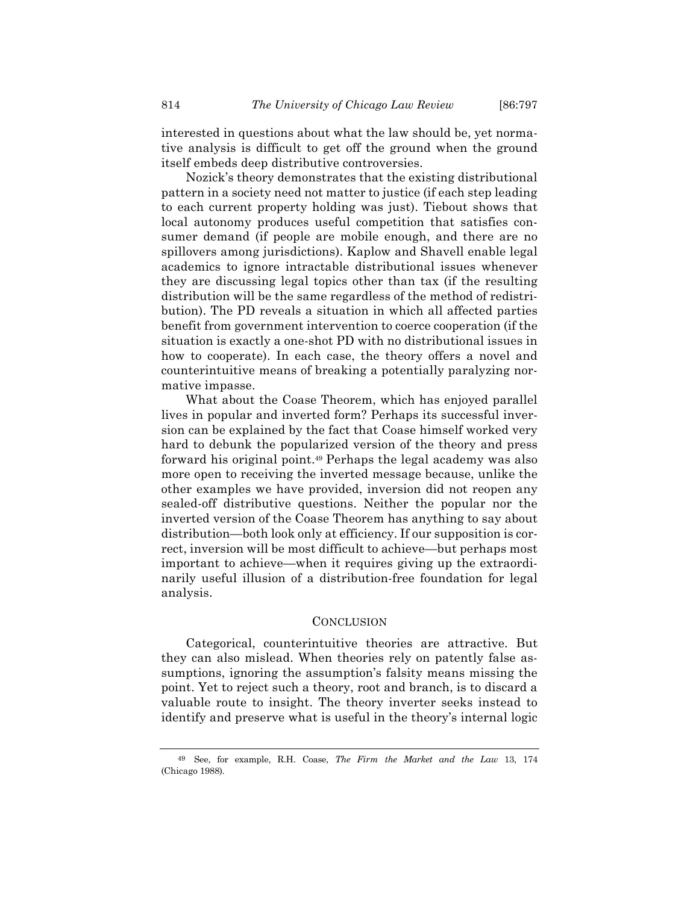interested in questions about what the law should be, yet normative analysis is difficult to get off the ground when the ground itself embeds deep distributive controversies.

Nozick's theory demonstrates that the existing distributional pattern in a society need not matter to justice (if each step leading to each current property holding was just). Tiebout shows that local autonomy produces useful competition that satisfies consumer demand (if people are mobile enough, and there are no spillovers among jurisdictions). Kaplow and Shavell enable legal academics to ignore intractable distributional issues whenever they are discussing legal topics other than tax (if the resulting distribution will be the same regardless of the method of redistribution). The PD reveals a situation in which all affected parties benefit from government intervention to coerce cooperation (if the situation is exactly a one-shot PD with no distributional issues in how to cooperate). In each case, the theory offers a novel and counterintuitive means of breaking a potentially paralyzing normative impasse.

What about the Coase Theorem, which has enjoyed parallel lives in popular and inverted form? Perhaps its successful inversion can be explained by the fact that Coase himself worked very hard to debunk the popularized version of the theory and press forward his original point.[49] Perhaps the legal academy was also more open to receiving the inverted message because, unlike the other examples we have provided, inversion did not reopen any sealed-off distributive questions. Neither the popular nor the inverted version of the Coase Theorem has anything to say about distribution—both look only at efficiency. If our supposition is correct, inversion will be most difficult to achieve—but perhaps most important to achieve—when it requires giving up the extraordinarily useful illusion of a distribution-free foundation for legal analysis.

## CONCLUSION

Categorical, counterintuitive theories are attractive. But they can also mislead. When theories rely on patently false assumptions, ignoring the assumption's falsity means missing the point. Yet to reject such a theory, root and branch, is to discard a valuable route to insight. The theory inverter seeks instead to identify and preserve what is useful in the theory's internal logic

---

[49] See, for example, R.H. Coase, *The Firm the Market and the Law* 13, 174 (Chicago 1988).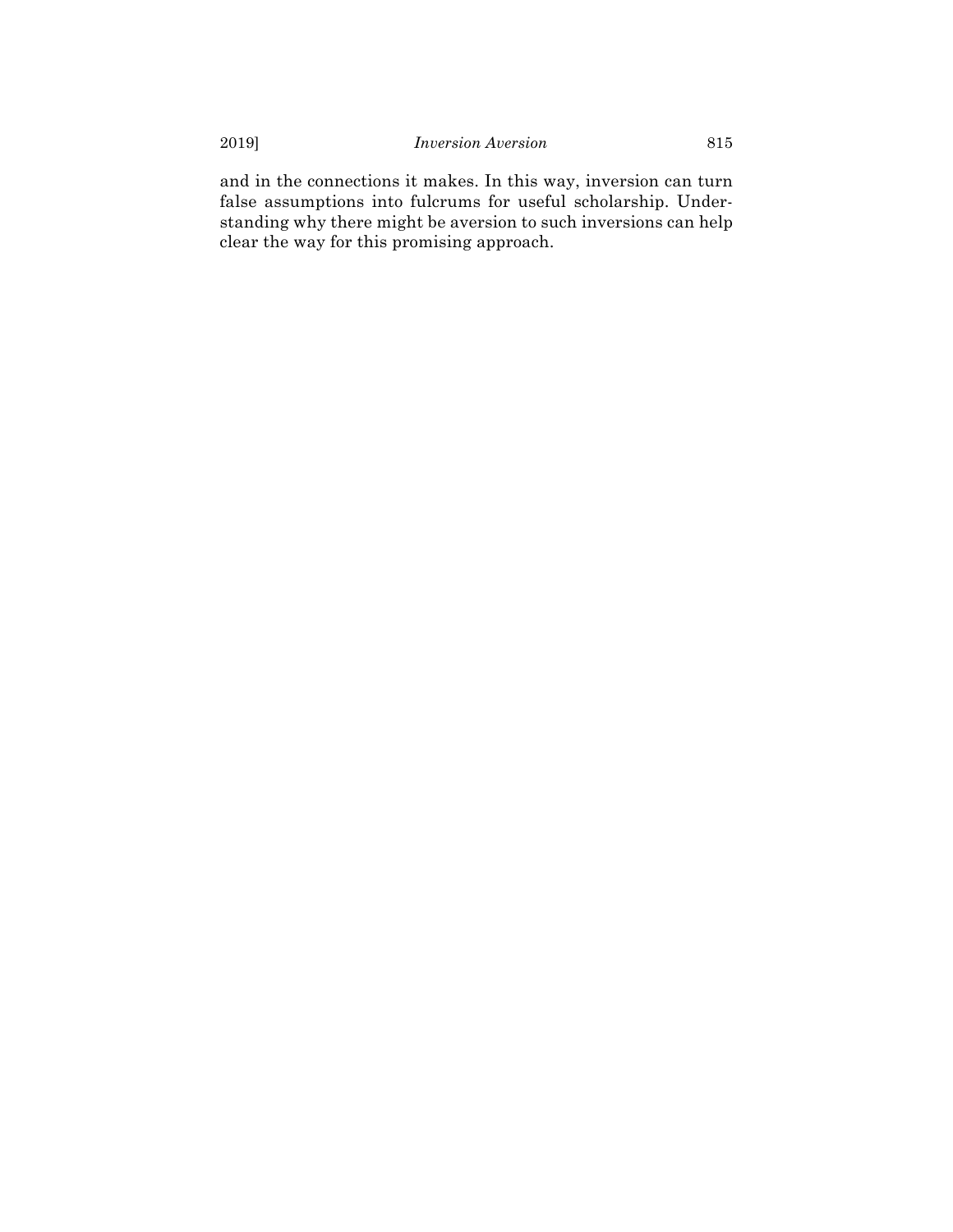and in the connections it makes. In this way, inversion can turn false assumptions into fulcrums for useful scholarship. Understanding why there might be aversion to such inversions can help clear the way for this promising approach.